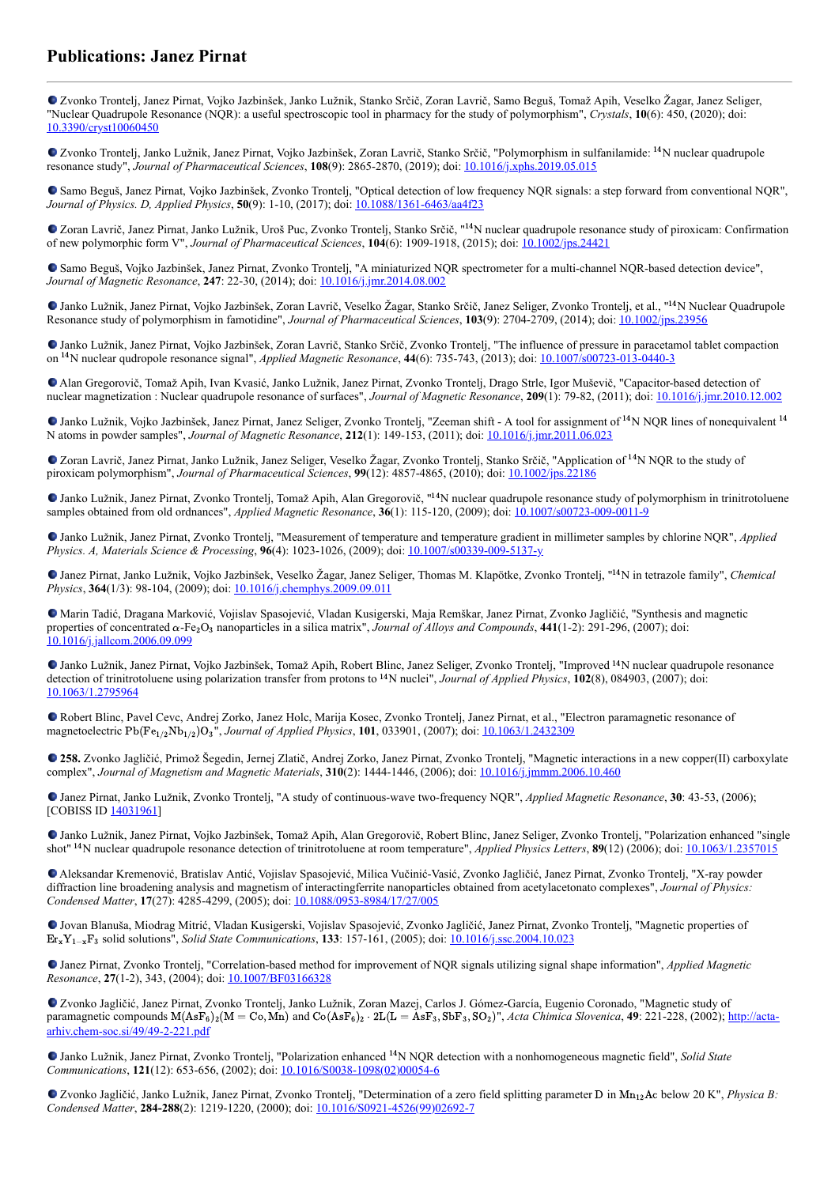# Publications: Janez Pirnat

---

- Zvonko Trontelj, Janez Pirnat, Vojko Jazbinšek, Janko Lužnik, Stanko Srčič, Zoran Lavrič, Samo Beguš, Tomaž Apih, Veselko Žagar, Janez Seliger, "Nuclear Quadrupole Resonance (NQR): a useful spectroscopic tool in pharmacy for the study of polymorphism", *Crystals*, **10**(6): 450, (2020); doi: 10.3390/cryst10060450

- Zvonko Trontelj, Janko Lužnik, Janez Pirnat, Vojko Jazbinšek, Zoran Lavrič, Stanko Srčič, "Polymorphism in sulfanilamide: $^{14}$N nuclear quadrupole resonance study", *Journal of Pharmaceutical Sciences*, **108**(9): 2865-2870, (2019); doi: 10.1016/j.xphs.2019.05.015

- Samo Beguš, Janez Pirnat, Vojko Jazbinšek, Zvonko Trontelj, "Optical detection of low frequency NQR signals: a step forward from conventional NQR", *Journal of Physics. D, Applied Physics*, **50**(9): 1-10, (2017); doi: 10.1088/1361-6463/aa4f23

- Zoran Lavrič, Janez Pirnat, Janko Lužnik, Uroš Puc, Zvonko Trontelj, Stanko Srčič, "$^{14}$N nuclear quadrupole resonance study of piroxicam: Confirmation of new polymorphic form V", *Journal of Pharmaceutical Sciences*, **104**(6): 1909-1918, (2015); doi: 10.1002/jps.24421

- Samo Beguš, Vojko Jazbinšek, Janez Pirnat, Zvonko Trontelj, "A miniaturized NQR spectrometer for a multi-channel NQR-based detection device", *Journal of Magnetic Resonance*, **247**: 22-30, (2014); doi: 10.1016/j.jmr.2014.08.002

- Janko Lužnik, Janez Pirnat, Vojko Jazbinšek, Zoran Lavrič, Veselko Žagar, Stanko Srčič, Janez Seliger, Zvonko Trontelj, et al., "$^{14}$N Nuclear Quadrupole Resonance study of polymorphism in famotidine", *Journal of Pharmaceutical Sciences*, **103**(9): 2704-2709, (2014); doi: 10.1002/jps.23956

- Janko Lužnik, Janez Pirnat, Vojko Jazbinšek, Zoran Lavrič, Stanko Srčič, Zvonko Trontelj, "The influence of pressure in paracetamol tablet compaction on $^{14}$N nuclear qudropole resonance signal", *Applied Magnetic Resonance*, **44**(6): 735-743, (2013); doi: 10.1007/s00723-013-0440-3

- Alan Gregorovič, Tomaž Apih, Ivan Kvasić, Janko Lužnik, Janez Pirnat, Zvonko Trontelj, Drago Strle, Igor Muševič, "Capacitor-based detection of nuclear magnetization : Nuclear quadrupole resonance of surfaces", *Journal of Magnetic Resonance*, **209**(1): 79-82, (2011); doi: 10.1016/j.jmr.2010.12.002

- Janko Lužnik, Vojko Jazbinšek, Janez Pirnat, Janez Seliger, Zvonko Trontelj, "Zeeman shift - A tool for assignment of $^{14}$N NQR lines of nonequivalent $^{14}$N atoms in powder samples", *Journal of Magnetic Resonance*, **212**(1): 149-153, (2011); doi: 10.1016/j.jmr.2011.06.023

- Zoran Lavrič, Janez Pirnat, Janko Lužnik, Janez Seliger, Veselko Žagar, Zvonko Trontelj, Stanko Srčič, "Application of $^{14}$N NQR to the study of piroxicam polymorphism", *Journal of Pharmaceutical Sciences*, **99**(12): 4857-4865, (2010); doi: 10.1002/jps.22186

- Janko Lužnik, Janez Pirnat, Zvonko Trontelj, Tomaž Apih, Alan Gregorovič, "$^{14}$N nuclear quadrupole resonance study of polymorphism in trinitrotoluene samples obtained from old ordnances", *Applied Magnetic Resonance*, **36**(1): 115-120, (2009); doi: 10.1007/s00723-009-0011-9

- Janko Lužnik, Janez Pirnat, Zvonko Trontelj, "Measurement of temperature and temperature gradient in millimeter samples by chlorine NQR", *Applied Physics. A, Materials Science & Processing*, **96**(4): 1023-1026, (2009); doi: 10.1007/s00339-009-5137-y

- Janez Pirnat, Janko Lužnik, Vojko Jazbinšek, Veselko Žagar, Janez Seliger, Thomas M. Klapötke, Zvonko Trontelj, "$^{14}$N in tetrazole family", *Chemical Physics*, **364**(1/3): 98-104, (2009); doi: 10.1016/j.chemphys.2009.09.011

- Marin Tadić, Dragana Marković, Vojislav Spasojević, Vladan Kusigerski, Maja Remškar, Janez Pirnat, Zvonko Jagličić, "Synthesis and magnetic properties of concentrated $\alpha$-$Fe_2O_3$ nanoparticles in a silica matrix", *Journal of Alloys and Compounds*, **441**(1-2): 291-296, (2007); doi: 10.1016/j.jallcom.2006.09.099

- Janko Lužnik, Janez Pirnat, Vojko Jazbinšek, Tomaž Apih, Robert Blinc, Janez Seliger, Zvonko Trontelj, "Improved $^{14}$N nuclear quadrupole resonance detection of trinitrotoluene using polarization transfer from protons to $^{14}$N nuclei", *Journal of Applied Physics*, **102**(8), 084903, (2007); doi: 10.1063/1.2795964

- Robert Blinc, Pavel Cevc, Andrej Zorko, Janez Holc, Marija Kosec, Zvonko Trontelj, Janez Pirnat, et al., "Electron paramagnetic resonance of magnetoelectric $Pb(Fe_{1/2}Nb_{1/2})O_3$", *Journal of Applied Physics*, **101**, 033901, (2007); doi: 10.1063/1.2432309

- **258.** Zvonko Jagličić, Primož Šegedin, Jernej Zlatič, Andrej Zorko, Janez Pirnat, Zvonko Trontelj, "Magnetic interactions in a new copper(II) carboxylate complex", *Journal of Magnetism and Magnetic Materials*, **310**(2): 1444-1446, (2006); doi: 10.1016/j.jmmm.2006.10.460

- Janez Pirnat, Janko Lužnik, Zvonko Trontelj, "A study of continuous-wave two-frequency NQR", *Applied Magnetic Resonance*, **30**: 43-53, (2006); [COBISS ID 14031961]

- Janko Lužnik, Janez Pirnat, Vojko Jazbinšek, Tomaž Apih, Alan Gregorovič, Robert Blinc, Janez Seliger, Zvonko Trontelj, "Polarization enhanced "single shot" $^{14}$N nuclear quadrupole resonance detection of trinitrotoluene at room temperature", *Applied Physics Letters*, **89**(12) (2006); doi: 10.1063/1.2357015

- Aleksandar Kremenović, Bratislav Antić, Vojislav Spasojević, Milica Vučinić-Vasić, Zvonko Jagličić, Janez Pirnat, Zvonko Trontelj, "X-ray powder diffraction line broadening analysis and magnetism of interactingferrite nanoparticles obtained from acetylacetonato complexes", *Journal of Physics: Condensed Matter*, **17**(27): 4285-4299, (2005); doi: 10.1088/0953-8984/17/27/005

- Jovan Blanuša, Miodrag Mitrić, Vladan Kusigerski, Vojislav Spasojević, Zvonko Jagličić, Janez Pirnat, Zvonko Trontelj, "Magnetic properties of $Er_xY_{1-x}F_3$ solid solutions", *Solid State Communications*, **133**: 157-161, (2005); doi: 10.1016/j.ssc.2004.10.023

- Janez Pirnat, Zvonko Trontelj, "Correlation-based method for improvement of NQR signals utilizing signal shape information", *Applied Magnetic Resonance*, **27**(1-2), 343, (2004); doi: 10.1007/BF03166328

- Zvonko Jagličić, Janez Pirnat, Zvonko Trontelj, Janko Lužnik, Zoran Mazej, Carlos J. Gómez-García, Eugenio Coronado, "Magnetic study of paramagnetic compounds $M(AsF_6)_2(M = Co, Mn)$ and $Co(AsF_6)_2 \cdot 2L(L = AsF_3, SbF_3, SO_2)$", *Acta Chimica Slovenica*, **49**: 221-228, (2002); http://acta-arhiv.chem-soc.si/49/49-2-221.pdf

- Janko Lužnik, Janez Pirnat, Zvonko Trontelj, "Polarization enhanced $^{14}$N NQR detection with a nonhomogeneous magnetic field", *Solid State Communications*, **121**(12): 653-656, (2002); doi: 10.1016/S0038-1098(02)00054-6

- Zvonko Jagličić, Janko Lužnik, Janez Pirnat, Zvonko Trontelj, "Determination of a zero field splitting parameter D in $Mn_{12}Ac$ below 20 K", *Physica B: Condensed Matter*, **284-288**(2): 1219-1220, (2000); doi: 10.1016/S0921-4526(99)02692-7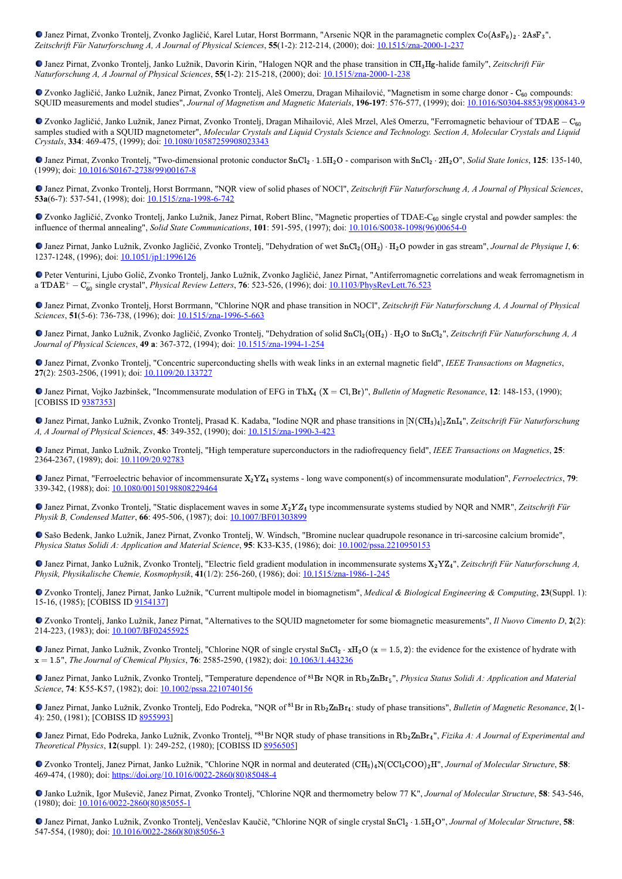- Janez Pirnat, Zvonko Trontelj, Zvonko Jagličić, Karel Lutar, Horst Borrmann, "Arsenic NQR in the paramagnetic complex $Co(AsF_6)_2 \cdot 2AsF_3$", *Zeitschrift Für Naturforschung A, A Journal of Physical Sciences*, **55**(1-2): 212-214, (2000); doi: 10.1515/zna-2000-1-237

- Janez Pirnat, Zvonko Trontelj, Janko Lužnik, Davorin Kirin, "Halogen NQR and the phase transition in $CH_3Hg$-halide family", *Zeitschrift Für Naturforschung A, A Journal of Physical Sciences*, **55**(1-2): 215-218, (2000); doi: 10.1515/zna-2000-1-238

- Zvonko Jagličić, Janko Lužnik, Janez Pirnat, Zvonko Trontelj, Aleš Omerzu, Dragan Mihailović, "Magnetism in some charge donor - $C_{60}$ compounds: SQUID measurements and model studies", *Journal of Magnetism and Magnetic Materials*, **196-197**: 576-577, (1999); doi: 10.1016/S0304-8853(98)00843-9

- Zvonko Jagličić, Janko Lužnik, Janez Pirnat, Zvonko Trontelj, Dragan Mihailović, Aleš Mrzel, Aleš Omerzu, "Ferromagnetic behaviour of $TDAE - C_{60}$ samples studied with a SQUID magnetometer", *Molecular Crystals and Liquid Crystals Science and Technology. Section A, Molecular Crystals and Liquid Crystals*, **334**: 469-475, (1999); doi: 10.1080/10587259908023343

- Janez Pirnat, Zvonko Trontelj, "Two-dimensional protonic conductor $SnCl_2 \cdot 1.5H_2O$ - comparison with $SnCl_2 \cdot 2H_2O$", *Solid State Ionics*, **125**: 135-140, (1999); doi: 10.1016/S0167-2738(99)00167-8

- Janez Pirnat, Zvonko Trontelj, Horst Borrmann, "NQR view of solid phases of NOCl", *Zeitschrift Für Naturforschung A, A Journal of Physical Sciences*, **53a**(6-7): 537-541, (1998); doi: 10.1515/zna-1998-6-742

- Zvonko Jagličić, Zvonko Trontelj, Janko Lužnik, Janez Pirnat, Robert Blinc, "Magnetic properties of TDAE-$C_{60}$ single crystal and powder samples: the influence of thermal annealing", *Solid State Communications*, **101**: 591-595, (1997); doi: 10.1016/S0038-1098(96)00654-0

- Janez Pirnat, Janko Lužnik, Zvonko Jagličić, Zvonko Trontelj, "Dehydration of wet $SnCl_2(OH_2) \cdot H_2O$ powder in gas stream", *Journal de Physique I*, **6**: 1237-1248, (1996); doi: 10.1051/jp1:1996126

- Peter Venturini, Ljubo Golič, Zvonko Trontelj, Janko Lužnik, Zvonko Jagličić, Janez Pirnat, "Antiferromagnetic correlations and weak ferromagnetism in a $TDAE^+ - C_{60}^-$ single crystal", *Physical Review Letters*, **76**: 523-526, (1996); doi: 10.1103/PhysRevLett.76.523

- Janez Pirnat, Zvonko Trontelj, Horst Borrmann, "Chlorine NQR and phase transition in NOCl", *Zeitschrift Für Naturforschung A, A Journal of Physical Sciences*, **51**(5-6): 736-738, (1996); doi: 10.1515/zna-1996-5-663

- Janez Pirnat, Janko Lužnik, Zvonko Jagličić, Zvonko Trontelj, "Dehydration of solid $SnCl_2(OH_2) \cdot H_2O$ to $SnCl_2$", *Zeitschrift Für Naturforschung A, A Journal of Physical Sciences*, **49 a**: 367-372, (1994); doi: 10.1515/zna-1994-1-254

- Janez Pirnat, Zvonko Trontelj, "Concentric superconducting shells with weak links in an external magnetic field", *IEEE Transactions on Magnetics*, **27**(2): 2503-2506, (1991); doi: 10.1109/20.133727

- Janez Pirnat, Vojko Jazbinšek, "Incommensurate modulation of EFG in $ThX_4$ ($X = Cl, Br$)", *Bulletin of Magnetic Resonance*, **12**: 148-153, (1990); [COBISS ID 9387353]

- Janez Pirnat, Janko Lužnik, Zvonko Trontelj, Prasad K. Kadaba, "Iodine NQR and phase transitions in $[N(CH_3)_4]_2ZnI_4$", *Zeitschrift Für Naturforschung A, A Journal of Physical Sciences*, **45**: 349-352, (1990); doi: 10.1515/zna-1990-3-423

- Janez Pirnat, Janko Lužnik, Zvonko Trontelj, "High temperature superconductors in the radiofrequency field", *IEEE Transactions on Magnetics*, **25**: 2364-2367, (1989); doi: 10.1109/20.92783

- Janez Pirnat, "Ferroelectric behavior of incommensurate $X_2YZ_4$ systems - long wave component(s) of incommensurate modulation", *Ferroelectrics*, **79**: 339-342, (1988); doi: 10.1080/00150198808229464

- Janez Pirnat, Zvonko Trontelj, "Static displacement waves in some $X_2YZ_4$ type incommensurate systems studied by NQR and NMR", *Zeitschrift Für Physik B, Condensed Matter*, **66**: 495-506, (1987); doi: 10.1007/BF01303899

- Sašo Bedenk, Janko Lužnik, Janez Pirnat, Zvonko Trontelj, W. Windsch, "Bromine nuclear quadrupole resonance in tri-sarcosine calcium bromide", *Physica Status Solidi A: Application and Material Science*, **95**: K33-K35, (1986); doi: 10.1002/pssa.2210950153

- Janez Pirnat, Janko Lužnik, Zvonko Trontelj, "Electric field gradient modulation in incommensurate systems $X_2YZ_4$", *Zeitschrift Für Naturforschung A, Physik, Physikalische Chemie, Kosmophysik*, **41**(1/2): 256-260, (1986); doi: 10.1515/zna-1986-1-245

- Zvonko Trontelj, Janez Pirnat, Janko Lužnik, "Current multipole model in biomagnetism", *Medical & Biological Engineering & Computing*, **23**(Suppl. 1): 15-16, (1985); [COBISS ID 9154137]

- Zvonko Trontelj, Janko Lužnik, Janez Pirnat, "Alternatives to the SQUID magnetometer for some biomagnetic measurements", *Il Nuovo Cimento D*, **2**(2): 214-223, (1983); doi: 10.1007/BF02455925

- Janez Pirnat, Janko Lužnik, Zvonko Trontelj, "Chlorine NQR of single crystal $SnCl_2 \cdot xH_2O$ ($x = 1.5, 2$): the evidence for the existence of hydrate with $x = 1.5$", *The Journal of Chemical Physics*, **76**: 2585-2590, (1982); doi: 10.1063/1.443236

- Janez Pirnat, Janko Lužnik, Zvonko Trontelj, "Temperature dependence of $^{81}Br$ NQR in $Rb_3ZnBr_5$", *Physica Status Solidi A: Application and Material Science*, **74**: K55-K57, (1982); doi: 10.1002/pssa.2210740156

- Janez Pirnat, Janko Lužnik, Zvonko Trontelj, Edo Podreka, "NQR of $^{81}Br$ in $Rb_2ZnBr_4$: study of phase transitions", *Bulletin of Magnetic Resonance*, **2**(1-4): 250, (1981); [COBISS ID 8955993]

- Janez Pirnat, Edo Podreka, Janko Lužnik, Zvonko Trontelj, "$^{81}Br$ NQR study of phase transitions in $Rb_2ZnBr_4$", *Fizika A: A Journal of Experimental and Theoretical Physics*, **12**(suppl. 1): 249-252, (1980); [COBISS ID 8956505]

- Zvonko Trontelj, Janez Pirnat, Janko Lužnik, "Chlorine NQR in normal and deuterated $(CH_3)_4N(CCl_3COO)_2H$", *Journal of Molecular Structure*, **58**: 469-474, (1980); doi: https://doi.org/10.1016/0022-2860(80)85048-4

- Janko Lužnik, Igor Muševič, Janez Pirnat, Zvonko Trontelj, "Chlorine NQR and thermometry below 77 K", *Journal of Molecular Structure*, **58**: 543-546, (1980); doi: 10.1016/0022-2860(80)85055-1

- Janez Pirnat, Janko Lužnik, Zvonko Trontelj, Venčeslav Kaučič, "Chlorine NQR of single crystal $SnCl_2 \cdot 1.5H_2O$", *Journal of Molecular Structure*, **58**: 547-554, (1980); doi: 10.1016/0022-2860(80)85056-3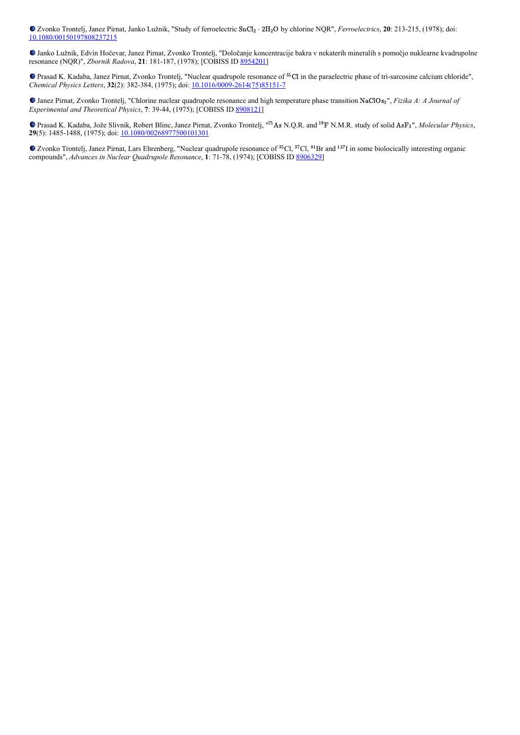- Zvonko Trontelj, Janez Pirnat, Janko Lužnik, "Study of ferroelectric $SnCl_2 \cdot 2H_2O$ by chlorine NQR", *Ferroelectrics*, **20**: 213-215, (1978); doi: 10.1080/00150197808237215

- Janko Lužnik, Edvin Hočevar, Janez Pirnat, Zvonko Trontelj, "Določanje koncentracije bakra v nekaterih mineralih s pomočjo nuklearne kvadrupolne resonance (NQR)", *Zbornik Radova*, **21**: 181-187, (1978); [COBISS ID 8954201]

- Prasad K. Kadaba, Janez Pirnat, Zvonko Trontelj, "Nuclear quadrupole resonance of $^{35}Cl$ in the paraelectric phase of tri-sarcosine calcium chloride", *Chemical Physics Letters*, **32**(2): 382-384, (1975); doi: 10.1016/0009-2614(75)85151-7

- Janez Pirnat, Zvonko Trontelj, "Chlorine nuclear quadrupole resonance and high temperature phase transition $NaClO_3$", *Fizika A: A Journal of Experimental and Theoretical Physics*, **7**: 39-44, (1975); [COBISS ID 8908121]

- Prasad K. Kadaba, Jože Slivnik, Robert Blinc, Janez Pirnat, Zvonko Trontelj, "$^{75}As$ N.Q.R. and $^{19}F$ N.M.R. study of solid $AsF_3$", *Molecular Physics*, **29**(5): 1485-1488, (1975); doi: 10.1080/00268977500101301

- Zvonko Trontelj, Janez Pirnat, Lars Ehrenberg, "Nuclear quadrupole resonance of $^{35}Cl$, $^{37}Cl$, $^{81}Br$ and $^{127}I$ in some biolocically interesting organic compounds", *Advances in Nuclear Quadrupole Resonance*, **1**: 71-78, (1974); [COBISS ID 8906329]